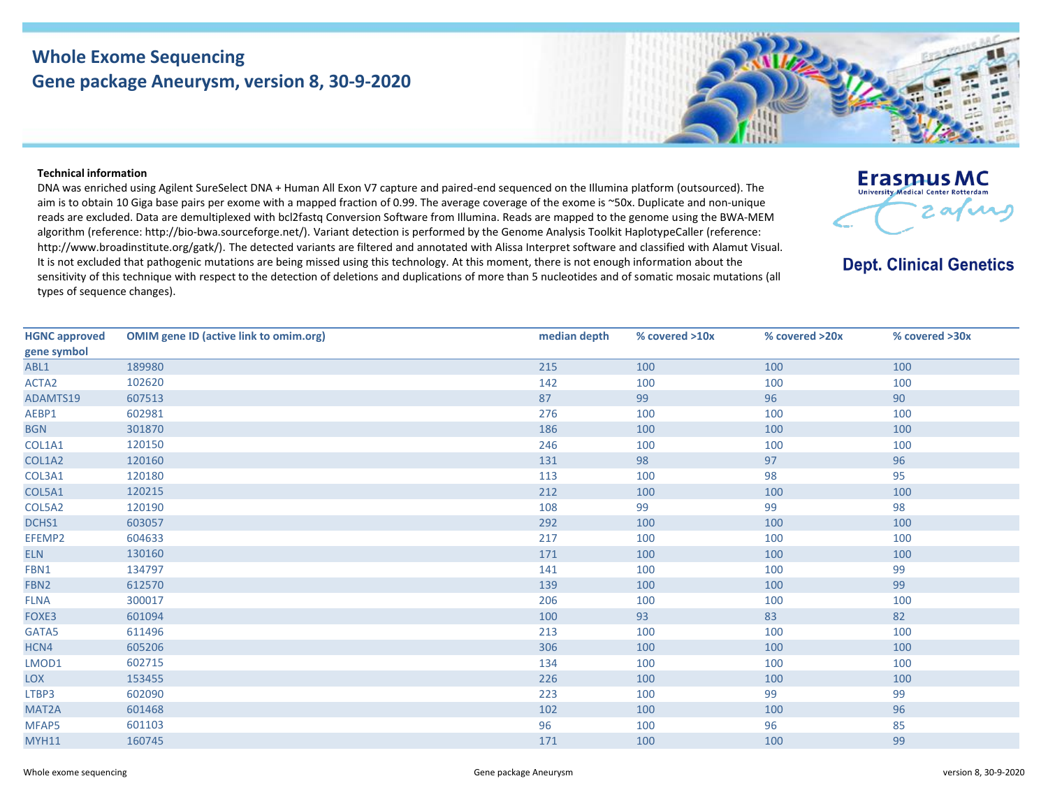# Whole Exome Sequencing
## Gene package Aneurysm, version 8, 30-9-2020

Erasmus MC
University Medical Center Rotterdam

**Dept. Clinical Genetics**

**Technical information**

DNA was enriched using Agilent SureSelect DNA + Human All Exon V7 capture and paired-end sequenced on the Illumina platform (outsourced). The aim is to obtain 10 Giga base pairs per exome with a mapped fraction of 0.99. The average coverage of the exome is ~50x. Duplicate and non-unique reads are excluded. Data are demultiplexed with bcl2fastq Conversion Software from Illumina. Reads are mapped to the genome using the BWA-MEM algorithm (reference: http://bio-bwa.sourceforge.net/). Variant detection is performed by the Genome Analysis Toolkit HaplotypeCaller (reference: http://www.broadinstitute.org/gatk/). The detected variants are filtered and annotated with Alissa Interpret software and classified with Alamut Visual. It is not excluded that pathogenic mutations are being missed using this technology. At this moment, there is not enough information about the sensitivity of this technique with respect to the detection of deletions and duplications of more than 5 nucleotides and of somatic mosaic mutations (all types of sequence changes).

| HGNC approved gene symbol | OMIM gene ID (active link to omim.org) | median depth | % covered >10x | % covered >20x | % covered >30x |
|---|---|---|---|---|---|
| ABL1 | 189980 | 215 | 100 | 100 | 100 |
| ACTA2 | 102620 | 142 | 100 | 100 | 100 |
| ADAMTS19 | 607513 | 87 | 99 | 96 | 90 |
| AEBP1 | 602981 | 276 | 100 | 100 | 100 |
| BGN | 301870 | 186 | 100 | 100 | 100 |
| COL1A1 | 120150 | 246 | 100 | 100 | 100 |
| COL1A2 | 120160 | 131 | 98 | 97 | 96 |
| COL3A1 | 120180 | 113 | 100 | 98 | 95 |
| COL5A1 | 120215 | 212 | 100 | 100 | 100 |
| COL5A2 | 120190 | 108 | 99 | 99 | 98 |
| DCHS1 | 603057 | 292 | 100 | 100 | 100 |
| EFEMP2 | 604633 | 217 | 100 | 100 | 100 |
| ELN | 130160 | 171 | 100 | 100 | 100 |
| FBN1 | 134797 | 141 | 100 | 100 | 99 |
| FBN2 | 612570 | 139 | 100 | 100 | 99 |
| FLNA | 300017 | 206 | 100 | 100 | 100 |
| FOXE3 | 601094 | 100 | 93 | 83 | 82 |
| GATA5 | 611496 | 213 | 100 | 100 | 100 |
| HCN4 | 605206 | 306 | 100 | 100 | 100 |
| LMOD1 | 602715 | 134 | 100 | 100 | 100 |
| LOX | 153455 | 226 | 100 | 100 | 100 |
| LTBP3 | 602090 | 223 | 100 | 99 | 99 |
| MAT2A | 601468 | 102 | 100 | 100 | 96 |
| MFAP5 | 601103 | 96 | 100 | 96 | 85 |
| MYH11 | 160745 | 171 | 100 | 100 | 99 |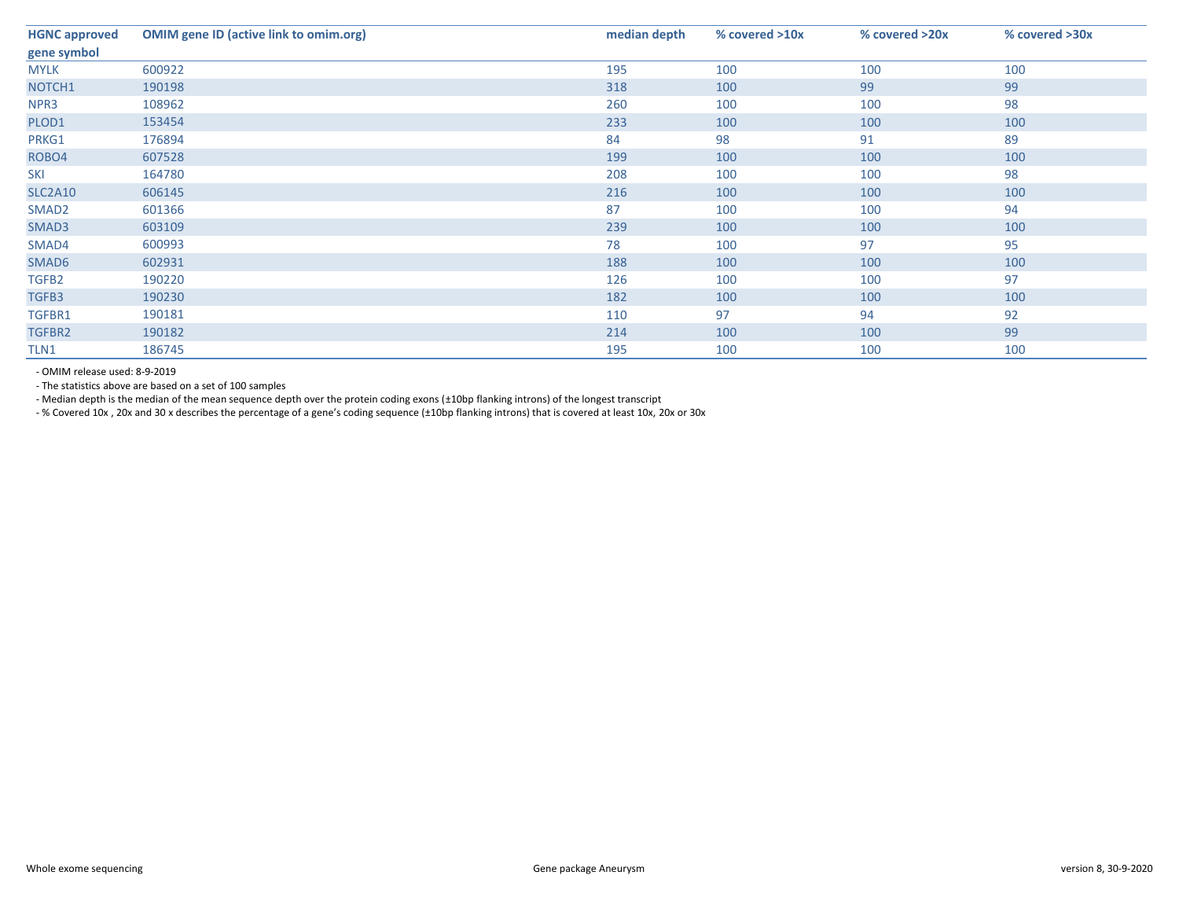| HGNC approved gene symbol | OMIM gene ID (active link to omim.org) | median depth | % covered >10x | % covered >20x | % covered >30x |
|---|---|---|---|---|---|
| MYLK | 600922 | 195 | 100 | 100 | 100 |
| NOTCH1 | 190198 | 318 | 100 | 99 | 99 |
| NPR3 | 108962 | 260 | 100 | 100 | 98 |
| PLOD1 | 153454 | 233 | 100 | 100 | 100 |
| PRKG1 | 176894 | 84 | 98 | 91 | 89 |
| ROBO4 | 607528 | 199 | 100 | 100 | 100 |
| SKI | 164780 | 208 | 100 | 100 | 98 |
| SLC2A10 | 606145 | 216 | 100 | 100 | 100 |
| SMAD2 | 601366 | 87 | 100 | 100 | 94 |
| SMAD3 | 603109 | 239 | 100 | 100 | 100 |
| SMAD4 | 600993 | 78 | 100 | 97 | 95 |
| SMAD6 | 602931 | 188 | 100 | 100 | 100 |
| TGFB2 | 190220 | 126 | 100 | 100 | 97 |
| TGFB3 | 190230 | 182 | 100 | 100 | 100 |
| TGFBR1 | 190181 | 110 | 97 | 94 | 92 |
| TGFBR2 | 190182 | 214 | 100 | 100 | 99 |
| TLN1 | 186745 | 195 | 100 | 100 | 100 |

- OMIM release used: 8-9-2019
- The statistics above are based on a set of 100 samples
- Median depth is the median of the mean sequence depth over the protein coding exons (±10bp flanking introns) of the longest transcript
- % Covered 10x , 20x and 30 x describes the percentage of a gene's coding sequence (±10bp flanking introns) that is covered at least 10x, 20x or 30x